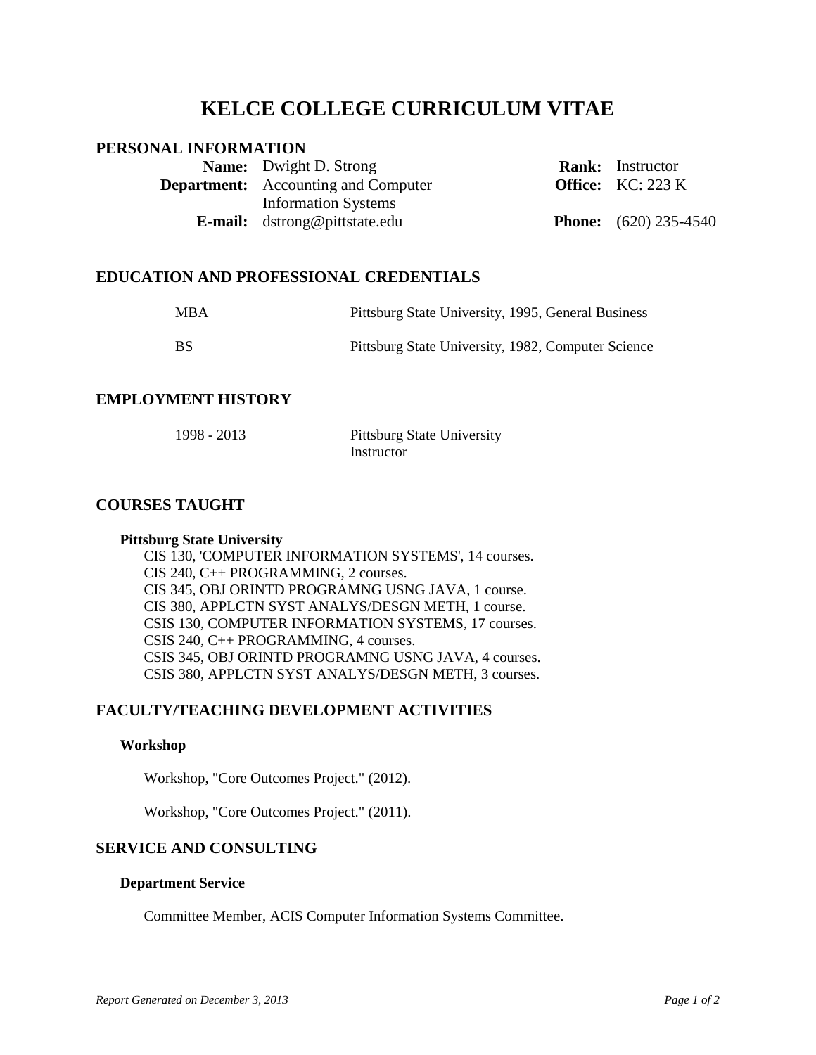# KELCE COLLEGE CURRICULUM VITAE

## PERSONAL INFORMATION

| | | | |
|---|---|---|---|
| **Name:** | Dwight D. Strong | **Rank:** | Instructor |
| **Department:** | Accounting and Computer Information Systems | **Office:** | KC: 223 K |
| **E-mail:** | dstrong@pittstate.edu | **Phone:** | (620) 235-4540 |

## EDUCATION AND PROFESSIONAL CREDENTIALS

| | |
|---|---|
| MBA | Pittsburg State University, 1995, General Business |
| BS | Pittsburg State University, 1982, Computer Science |

## EMPLOYMENT HISTORY

| | |
|---|---|
| 1998 - 2013 | Pittsburg State University<br>Instructor |

## COURSES TAUGHT

### Pittsburg State University

CIS 130, 'COMPUTER INFORMATION SYSTEMS', 14 courses.
CIS 240, C++ PROGRAMMING, 2 courses.
CIS 345, OBJ ORINTD PROGRAMNG USNG JAVA, 1 course.
CIS 380, APPLCTN SYST ANALYS/DESGN METH, 1 course.
CSIS 130, COMPUTER INFORMATION SYSTEMS, 17 courses.
CSIS 240, C++ PROGRAMMING, 4 courses.
CSIS 345, OBJ ORINTD PROGRAMNG USNG JAVA, 4 courses.
CSIS 380, APPLCTN SYST ANALYS/DESGN METH, 3 courses.

## FACULTY/TEACHING DEVELOPMENT ACTIVITIES

### Workshop

Workshop, "Core Outcomes Project." (2012).

Workshop, "Core Outcomes Project." (2011).

## SERVICE AND CONSULTING

### Department Service

Committee Member, ACIS Computer Information Systems Committee.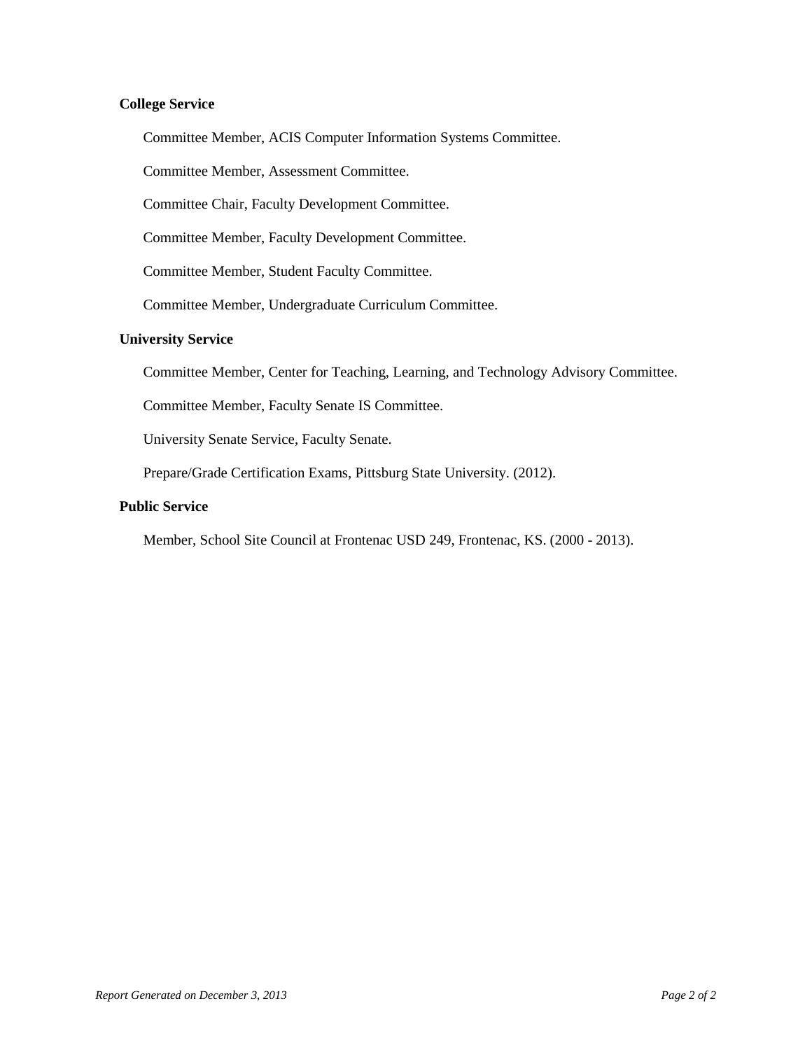### College Service

Committee Member, ACIS Computer Information Systems Committee.

Committee Member, Assessment Committee.

Committee Chair, Faculty Development Committee.

Committee Member, Faculty Development Committee.

Committee Member, Student Faculty Committee.

Committee Member, Undergraduate Curriculum Committee.

### University Service

Committee Member, Center for Teaching, Learning, and Technology Advisory Committee.

Committee Member, Faculty Senate IS Committee.

University Senate Service, Faculty Senate.

Prepare/Grade Certification Exams, Pittsburg State University. (2012).

### Public Service

Member, School Site Council at Frontenac USD 249, Frontenac, KS. (2000 - 2013).